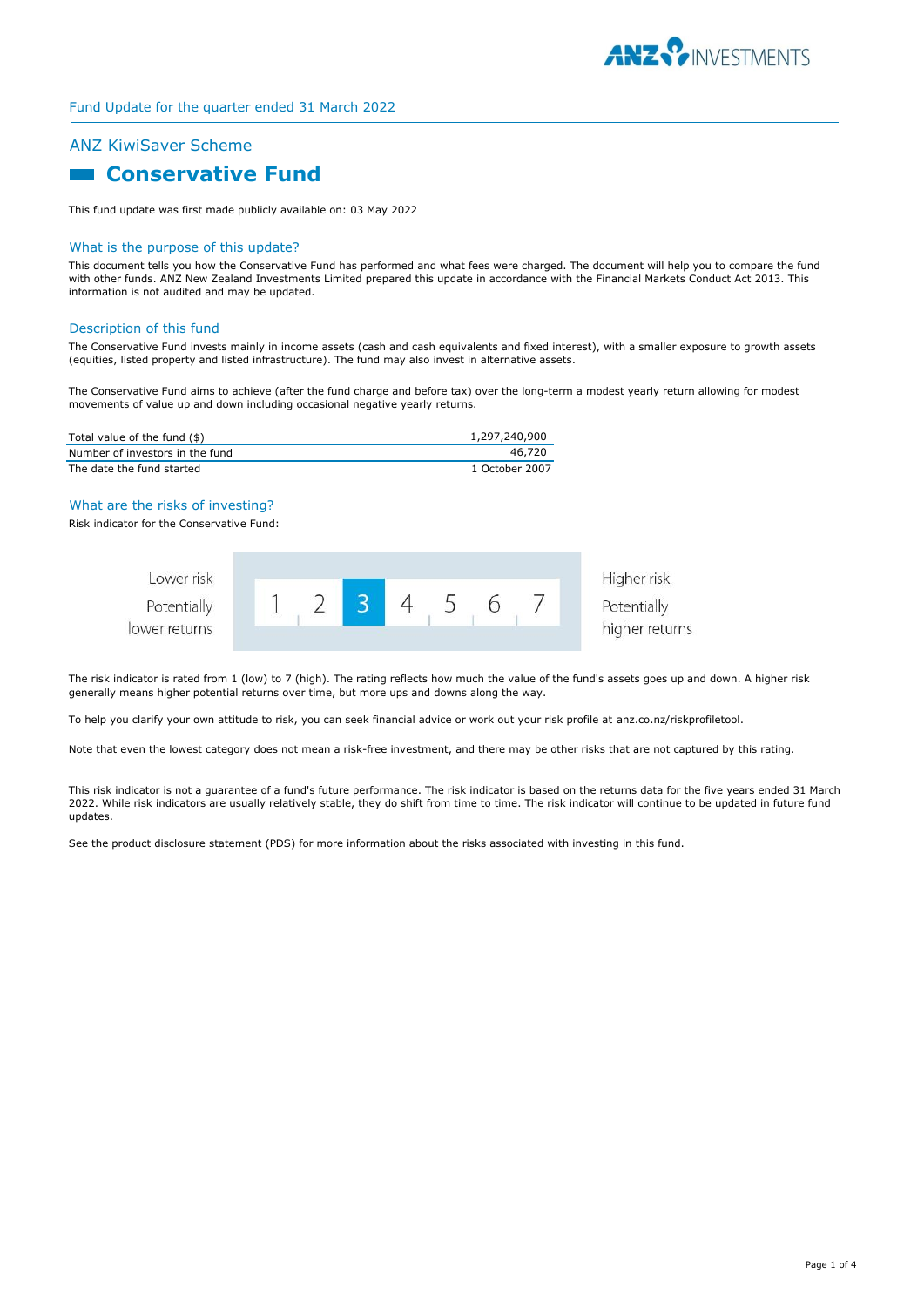Fund Update for the quarter ended 31 March 2022

## ANZ KiwiSaver Scheme

# Conservative Fund

This fund update was first made publicly available on: 03 May 2022

## What is the purpose of this update?

This document tells you how the Conservative Fund has performed and what fees were charged. The document will help you to compare the fund with other funds. ANZ New Zealand Investments Limited prepared this update in accordance with the Financial Markets Conduct Act 2013. This information is not audited and may be updated.

## Description of this fund

The Conservative Fund invests mainly in income assets (cash and cash equivalents and fixed interest), with a smaller exposure to growth assets (equities, listed property and listed infrastructure). The fund may also invest in alternative assets.

The Conservative Fund aims to achieve (after the fund charge and before tax) over the long-term a modest yearly return allowing for modest movements of value up and down including occasional negative yearly returns.

| | |
|---|---|
| Total value of the fund ($) | 1,297,240,900 |
| Number of investors in the fund | 46,720 |
| The date the fund started | 1 October 2007 |

## What are the risks of investing?

Risk indicator for the Conservative Fund:

| Lower risk<br>Potentially lower returns | 1 | 2 | **3** | 4 | 5 | 6 | 7 | Higher risk<br>Potentially higher returns |
|---|---|---|---|---|---|---|---|---|

The risk indicator is rated from 1 (low) to 7 (high). The rating reflects how much the value of the fund's assets goes up and down. A higher risk generally means higher potential returns over time, but more ups and downs along the way.

To help you clarify your own attitude to risk, you can seek financial advice or work out your risk profile at anz.co.nz/riskprofiletool.

Note that even the lowest category does not mean a risk-free investment, and there may be other risks that are not captured by this rating.

This risk indicator is not a guarantee of a fund's future performance. The risk indicator is based on the returns data for the five years ended 31 March 2022. While risk indicators are usually relatively stable, they do shift from time to time. The risk indicator will continue to be updated in future fund updates.

See the product disclosure statement (PDS) for more information about the risks associated with investing in this fund.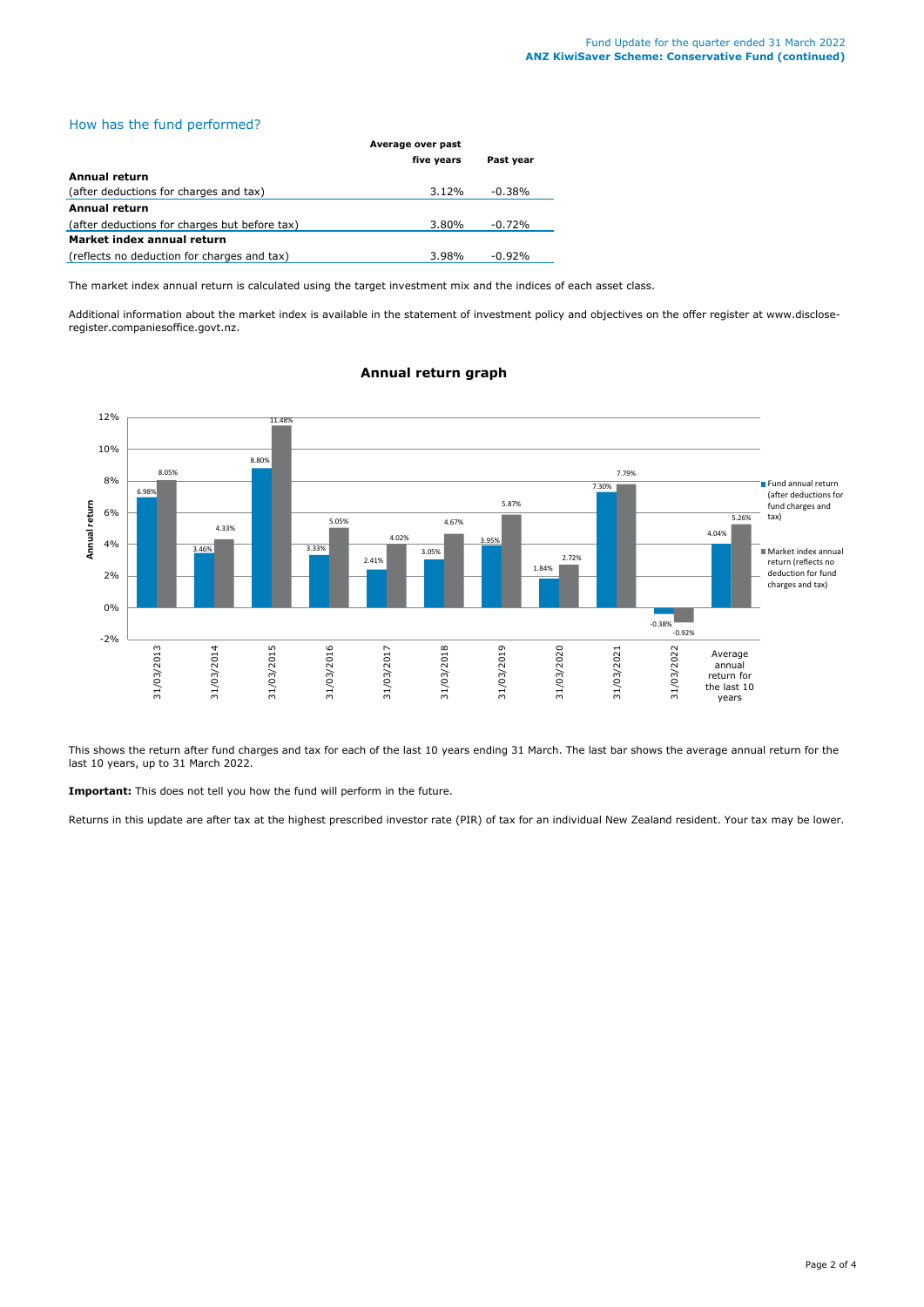## How has the fund performed?

| | Average over past five years | Past year |
|---|---|---|
| **Annual return** | | |
| (after deductions for charges and tax) | 3.12% | -0.38% |
| **Annual return** | | |
| (after deductions for charges but before tax) | 3.80% | -0.72% |
| **Market index annual return** | | |
| (reflects no deduction for charges and tax) | 3.98% | -0.92% |

The market index annual return is calculated using the target investment mix and the indices of each asset class.

Additional information about the market index is available in the statement of investment policy and objectives on the offer register at www.disclose-register.companiesoffice.govt.nz.

### Annual return graph

| | Fund annual return (after deductions for fund charges and tax) | Market index annual return (reflects no deduction for fund charges and tax) |
|---|---|---|
| 31/03/2013 | 6.98% | 8.05% |
| 31/03/2014 | 3.46% | 4.33% |
| 31/03/2015 | 8.80% | 11.48% |
| 31/03/2016 | 3.33% | 5.05% |
| 31/03/2017 | 2.41% | 4.02% |
| 31/03/2018 | 3.05% | 4.67% |
| 31/03/2019 | 3.95% | 5.87% |
| 31/03/2020 | 1.84% | 2.72% |
| 31/03/2021 | 7.30% | 7.79% |
| 31/03/2022 | -0.38% | -0.92% |
| Average annual return for the last 10 years | 4.04% | 5.26% |

This shows the return after fund charges and tax for each of the last 10 years ending 31 March. The last bar shows the average annual return for the last 10 years, up to 31 March 2022.

**Important:** This does not tell you how the fund will perform in the future.

Returns in this update are after tax at the highest prescribed investor rate (PIR) of tax for an individual New Zealand resident. Your tax may be lower.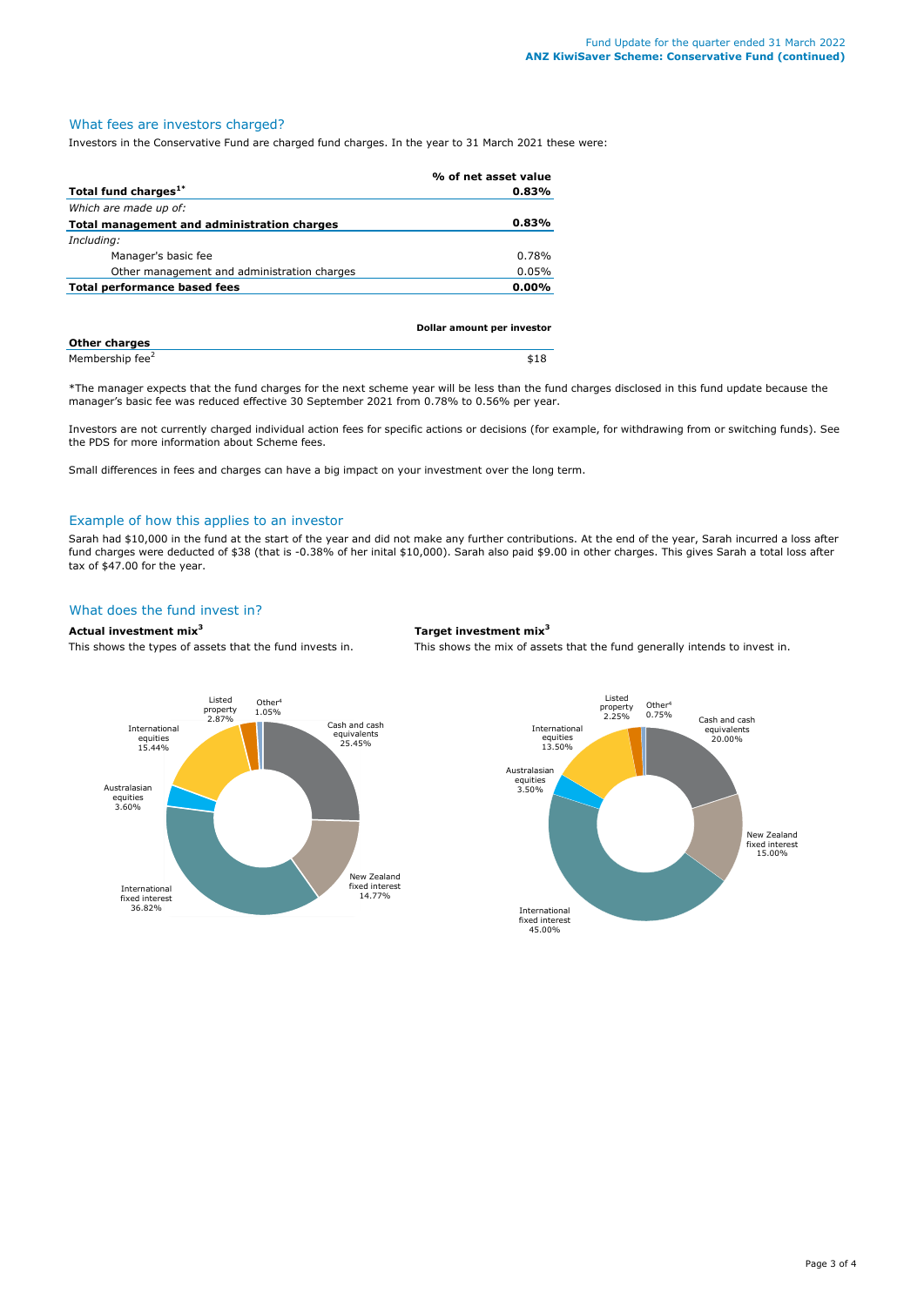## What fees are investors charged?

Investors in the Conservative Fund are charged fund charges. In the year to 31 March 2021 these were:

| | % of net asset value |
|---|---|
| **Total fund charges[1*]** | **0.83%** |
| *Which are made up of:* | |
| **Total management and administration charges** | **0.83%** |
| *Including:* | |
| Manager's basic fee | 0.78% |
| Other management and administration charges | 0.05% |
| **Total performance based fees** | **0.00%** |

| | Dollar amount per investor |
|---|---|
| **Other charges** | |
| Membership fee[2] | $18 |

*The manager expects that the fund charges for the next scheme year will be less than the fund charges disclosed in this fund update because the manager's basic fee was reduced effective 30 September 2021 from 0.78% to 0.56% per year.

Investors are not currently charged individual action fees for specific actions or decisions (for example, for withdrawing from or switching funds). See the PDS for more information about Scheme fees.

Small differences in fees and charges can have a big impact on your investment over the long term.

## Example of how this applies to an investor

Sarah had $10,000 in the fund at the start of the year and did not make any further contributions. At the end of the year, Sarah incurred a loss after fund charges were deducted of $38 (that is -0.38% of her inital $10,000). Sarah also paid $9.00 in other charges. This gives Sarah a total loss after tax of $47.00 for the year.

## What does the fund invest in?

**Actual investment mix[3]**

This shows the types of assets that the fund invests in.

| Asset type | Actual |
|---|---|
| Cash and cash equivalents | 25.45% |
| New Zealand fixed interest | 14.77% |
| International fixed interest | 36.82% |
| Australasian equities | 3.60% |
| International equities | 15.44% |
| Listed property | 2.87% |
| Other[4] | 1.05% |

**Target investment mix[3]**

This shows the mix of assets that the fund generally intends to invest in.

| Asset type | Target |
|---|---|
| Cash and cash equivalents | 20.00% |
| New Zealand fixed interest | 15.00% |
| International fixed interest | 45.00% |
| Australasian equities | 3.50% |
| International equities | 13.50% |
| Listed property | 2.25% |
| Other[4] | 0.75% |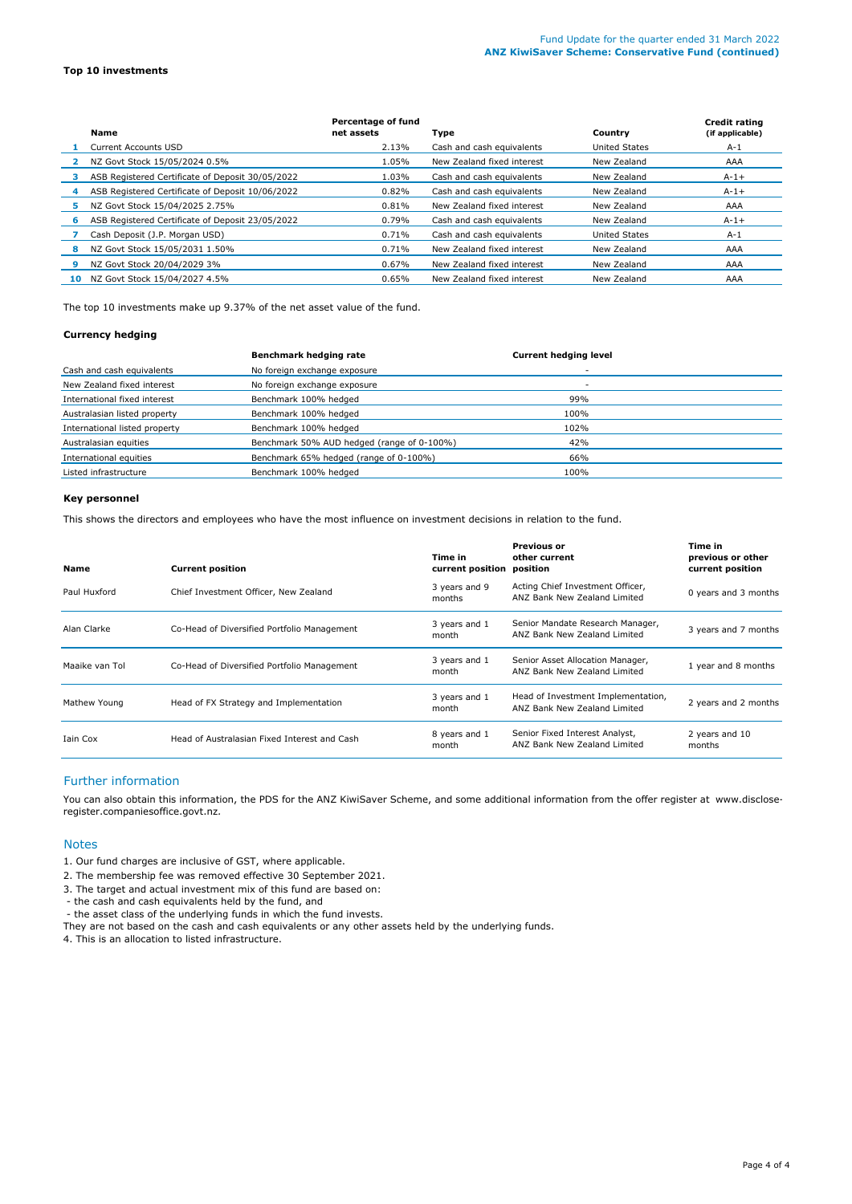### Top 10 investments

| | Name | Percentage of fund net assets | Type | Country | Credit rating (if applicable) |
|---|---|---|---|---|---|
| 1 | Current Accounts USD | 2.13% | Cash and cash equivalents | United States | A-1 |
| 2 | NZ Govt Stock 15/05/2024 0.5% | 1.05% | New Zealand fixed interest | New Zealand | AAA |
| 3 | ASB Registered Certificate of Deposit 30/05/2022 | 1.03% | Cash and cash equivalents | New Zealand | A-1+ |
| 4 | ASB Registered Certificate of Deposit 10/06/2022 | 0.82% | Cash and cash equivalents | New Zealand | A-1+ |
| 5 | NZ Govt Stock 15/04/2025 2.75% | 0.81% | New Zealand fixed interest | New Zealand | AAA |
| 6 | ASB Registered Certificate of Deposit 23/05/2022 | 0.79% | Cash and cash equivalents | New Zealand | A-1+ |
| 7 | Cash Deposit (J.P. Morgan USD) | 0.71% | Cash and cash equivalents | United States | A-1 |
| 8 | NZ Govt Stock 15/05/2031 1.50% | 0.71% | New Zealand fixed interest | New Zealand | AAA |
| 9 | NZ Govt Stock 20/04/2029 3% | 0.67% | New Zealand fixed interest | New Zealand | AAA |
| 10 | NZ Govt Stock 15/04/2027 4.5% | 0.65% | New Zealand fixed interest | New Zealand | AAA |

The top 10 investments make up 9.37% of the net asset value of the fund.

### Currency hedging

| | Benchmark hedging rate | Current hedging level |
|---|---|---|
| Cash and cash equivalents | No foreign exchange exposure | - |
| New Zealand fixed interest | No foreign exchange exposure | - |
| International fixed interest | Benchmark 100% hedged | 99% |
| Australasian listed property | Benchmark 100% hedged | 100% |
| International listed property | Benchmark 100% hedged | 102% |
| Australasian equities | Benchmark 50% AUD hedged (range of 0-100%) | 42% |
| International equities | Benchmark 65% hedged (range of 0-100%) | 66% |
| Listed infrastructure | Benchmark 100% hedged | 100% |

### Key personnel

This shows the directors and employees who have the most influence on investment decisions in relation to the fund.

| Name | Current position | Time in current position | Previous or other current position | Time in previous or other current position |
|---|---|---|---|---|
| Paul Huxford | Chief Investment Officer, New Zealand | 3 years and 9 months | Acting Chief Investment Officer, ANZ Bank New Zealand Limited | 0 years and 3 months |
| Alan Clarke | Co-Head of Diversified Portfolio Management | 3 years and 1 month | Senior Mandate Research Manager, ANZ Bank New Zealand Limited | 3 years and 7 months |
| Maaike van Tol | Co-Head of Diversified Portfolio Management | 3 years and 1 month | Senior Asset Allocation Manager, ANZ Bank New Zealand Limited | 1 year and 8 months |
| Mathew Young | Head of FX Strategy and Implementation | 3 years and 1 month | Head of Investment Implementation, ANZ Bank New Zealand Limited | 2 years and 2 months |
| Iain Cox | Head of Australasian Fixed Interest and Cash | 8 years and 1 month | Senior Fixed Interest Analyst, ANZ Bank New Zealand Limited | 2 years and 10 months |

## Further information

You can also obtain this information, the PDS for the ANZ KiwiSaver Scheme, and some additional information from the offer register at www.disclose-register.companiesoffice.govt.nz.

## Notes

1. Our fund charges are inclusive of GST, where applicable.
2. The membership fee was removed effective 30 September 2021.
3. The target and actual investment mix of this fund are based on:
 - the cash and cash equivalents held by the fund, and
 - the asset class of the underlying funds in which the fund invests.

They are not based on the cash and cash equivalents or any other assets held by the underlying funds.

4. This is an allocation to listed infrastructure.